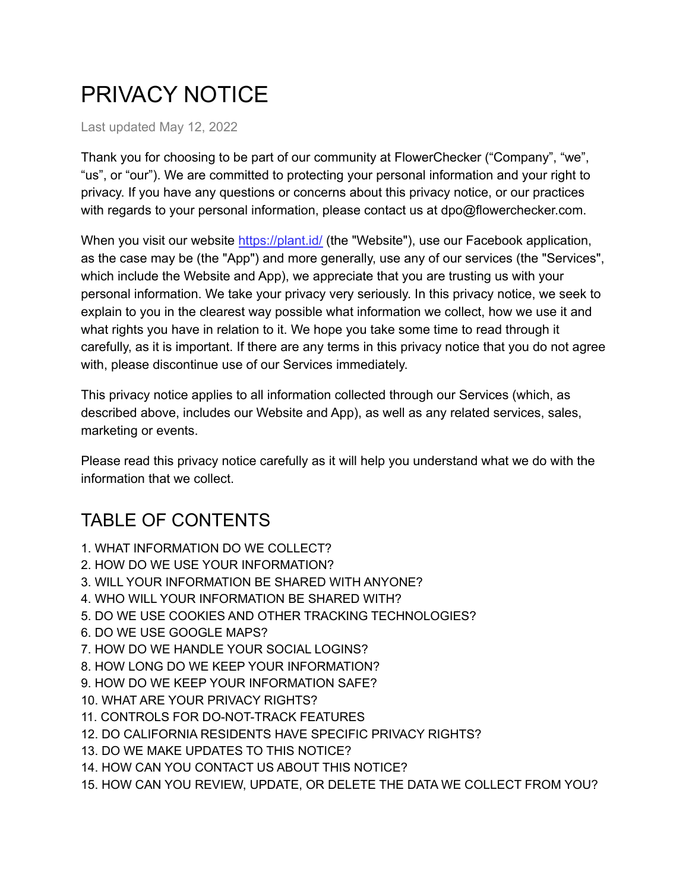# PRIVACY NOTICE

Last updated May 12, 2022

Thank you for choosing to be part of our community at FlowerChecker ("Company", "we", "us", or "our"). We are committed to protecting your personal information and your right to privacy. If you have any questions or concerns about this privacy notice, or our practices with regards to your personal information, please contact us at dpo@flowerchecker.com.

When you visit our website [https://plant.id/](https://plant.id/) (the "Website"), use our Facebook application, as the case may be (the "App") and more generally, use any of our services (the "Services", which include the Website and App), we appreciate that you are trusting us with your personal information. We take your privacy very seriously. In this privacy notice, we seek to explain to you in the clearest way possible what information we collect, how we use it and what rights you have in relation to it. We hope you take some time to read through it carefully, as it is important. If there are any terms in this privacy notice that you do not agree with, please discontinue use of our Services immediately.

This privacy notice applies to all information collected through our Services (which, as described above, includes our Website and App), as well as any related services, sales, marketing or events.

Please read this privacy notice carefully as it will help you understand what we do with the information that we collect.

## TABLE OF CONTENTS

1. WHAT INFORMATION DO WE COLLECT?
2. HOW DO WE USE YOUR INFORMATION?
3. WILL YOUR INFORMATION BE SHARED WITH ANYONE?
4. WHO WILL YOUR INFORMATION BE SHARED WITH?
5. DO WE USE COOKIES AND OTHER TRACKING TECHNOLOGIES?
6. DO WE USE GOOGLE MAPS?
7. HOW DO WE HANDLE YOUR SOCIAL LOGINS?
8. HOW LONG DO WE KEEP YOUR INFORMATION?
9. HOW DO WE KEEP YOUR INFORMATION SAFE?
10. WHAT ARE YOUR PRIVACY RIGHTS?
11. CONTROLS FOR DO-NOT-TRACK FEATURES
12. DO CALIFORNIA RESIDENTS HAVE SPECIFIC PRIVACY RIGHTS?
13. DO WE MAKE UPDATES TO THIS NOTICE?
14. HOW CAN YOU CONTACT US ABOUT THIS NOTICE?
15. HOW CAN YOU REVIEW, UPDATE, OR DELETE THE DATA WE COLLECT FROM YOU?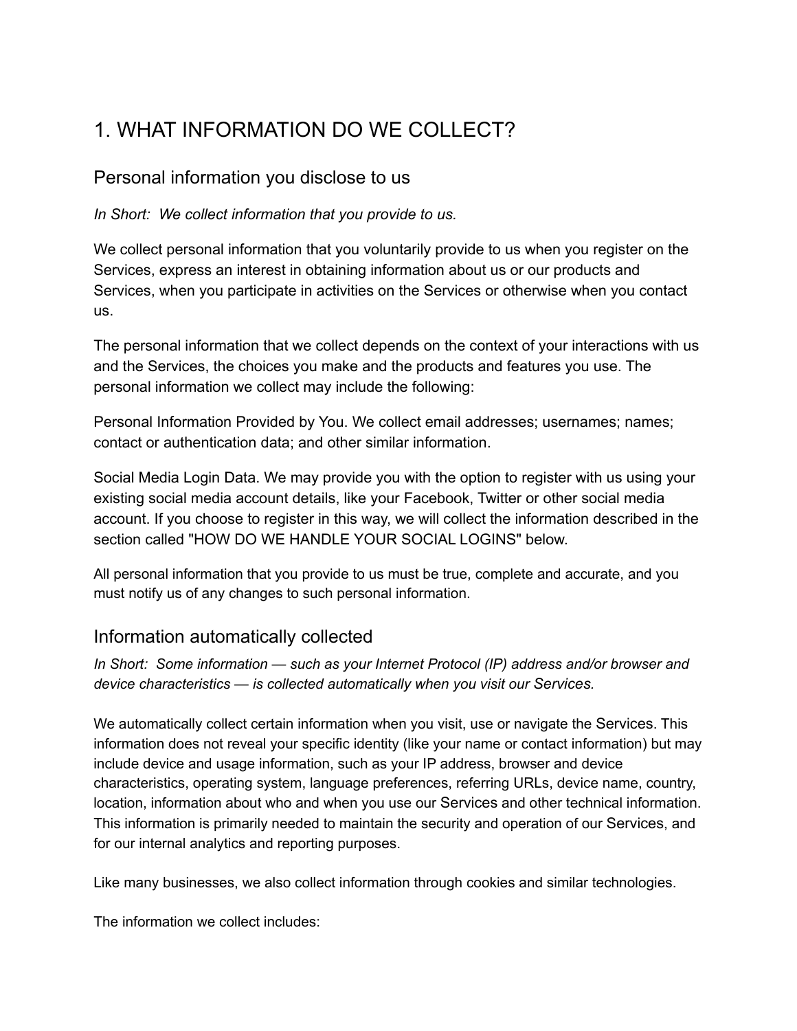# 1. WHAT INFORMATION DO WE COLLECT?

## Personal information you disclose to us

*In Short: We collect information that you provide to us.*

We collect personal information that you voluntarily provide to us when you register on the Services, express an interest in obtaining information about us or our products and Services, when you participate in activities on the Services or otherwise when you contact us.

The personal information that we collect depends on the context of your interactions with us and the Services, the choices you make and the products and features you use. The personal information we collect may include the following:

Personal Information Provided by You. We collect email addresses; usernames; names; contact or authentication data; and other similar information.

Social Media Login Data. We may provide you with the option to register with us using your existing social media account details, like your Facebook, Twitter or other social media account. If you choose to register in this way, we will collect the information described in the section called "HOW DO WE HANDLE YOUR SOCIAL LOGINS" below.

All personal information that you provide to us must be true, complete and accurate, and you must notify us of any changes to such personal information.

## Information automatically collected

*In Short: Some information — such as your Internet Protocol (IP) address and/or browser and device characteristics — is collected automatically when you visit our Services.*

We automatically collect certain information when you visit, use or navigate the Services. This information does not reveal your specific identity (like your name or contact information) but may include device and usage information, such as your IP address, browser and device characteristics, operating system, language preferences, referring URLs, device name, country, location, information about who and when you use our Services and other technical information. This information is primarily needed to maintain the security and operation of our Services, and for our internal analytics and reporting purposes.

Like many businesses, we also collect information through cookies and similar technologies.

The information we collect includes: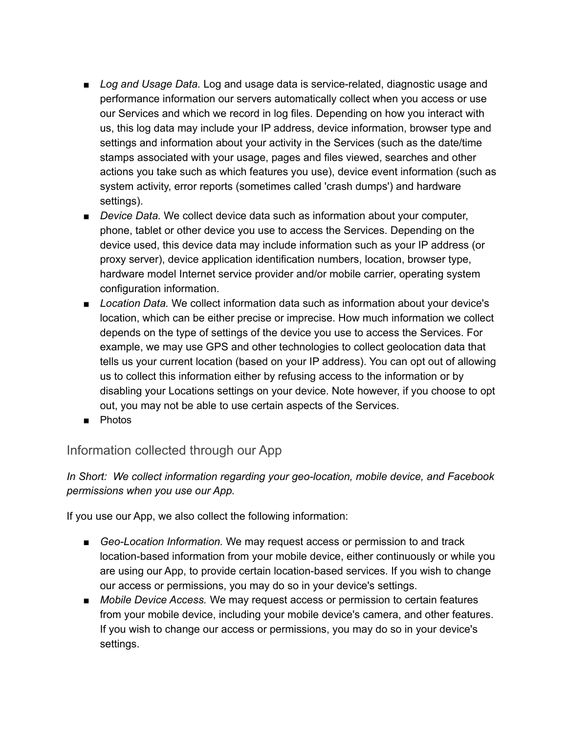- *Log and Usage Data.* Log and usage data is service-related, diagnostic usage and performance information our servers automatically collect when you access or use our Services and which we record in log files. Depending on how you interact with us, this log data may include your IP address, device information, browser type and settings and information about your activity in the Services (such as the date/time stamps associated with your usage, pages and files viewed, searches and other actions you take such as which features you use), device event information (such as system activity, error reports (sometimes called 'crash dumps') and hardware settings).
- *Device Data.* We collect device data such as information about your computer, phone, tablet or other device you use to access the Services. Depending on the device used, this device data may include information such as your IP address (or proxy server), device application identification numbers, location, browser type, hardware model Internet service provider and/or mobile carrier, operating system configuration information.
- *Location Data.* We collect information data such as information about your device's location, which can be either precise or imprecise. How much information we collect depends on the type of settings of the device you use to access the Services. For example, we may use GPS and other technologies to collect geolocation data that tells us your current location (based on your IP address). You can opt out of allowing us to collect this information either by refusing access to the information or by disabling your Locations settings on your device. Note however, if you choose to opt out, you may not be able to use certain aspects of the Services.
- Photos

## Information collected through our App

*In Short: We collect information regarding your geo-location, mobile device, and Facebook permissions when you use our App.*

If you use our App, we also collect the following information:

- *Geo-Location Information.* We may request access or permission to and track location-based information from your mobile device, either continuously or while you are using our App, to provide certain location-based services. If you wish to change our access or permissions, you may do so in your device's settings.
- *Mobile Device Access.* We may request access or permission to certain features from your mobile device, including your mobile device's camera, and other features. If you wish to change our access or permissions, you may do so in your device's settings.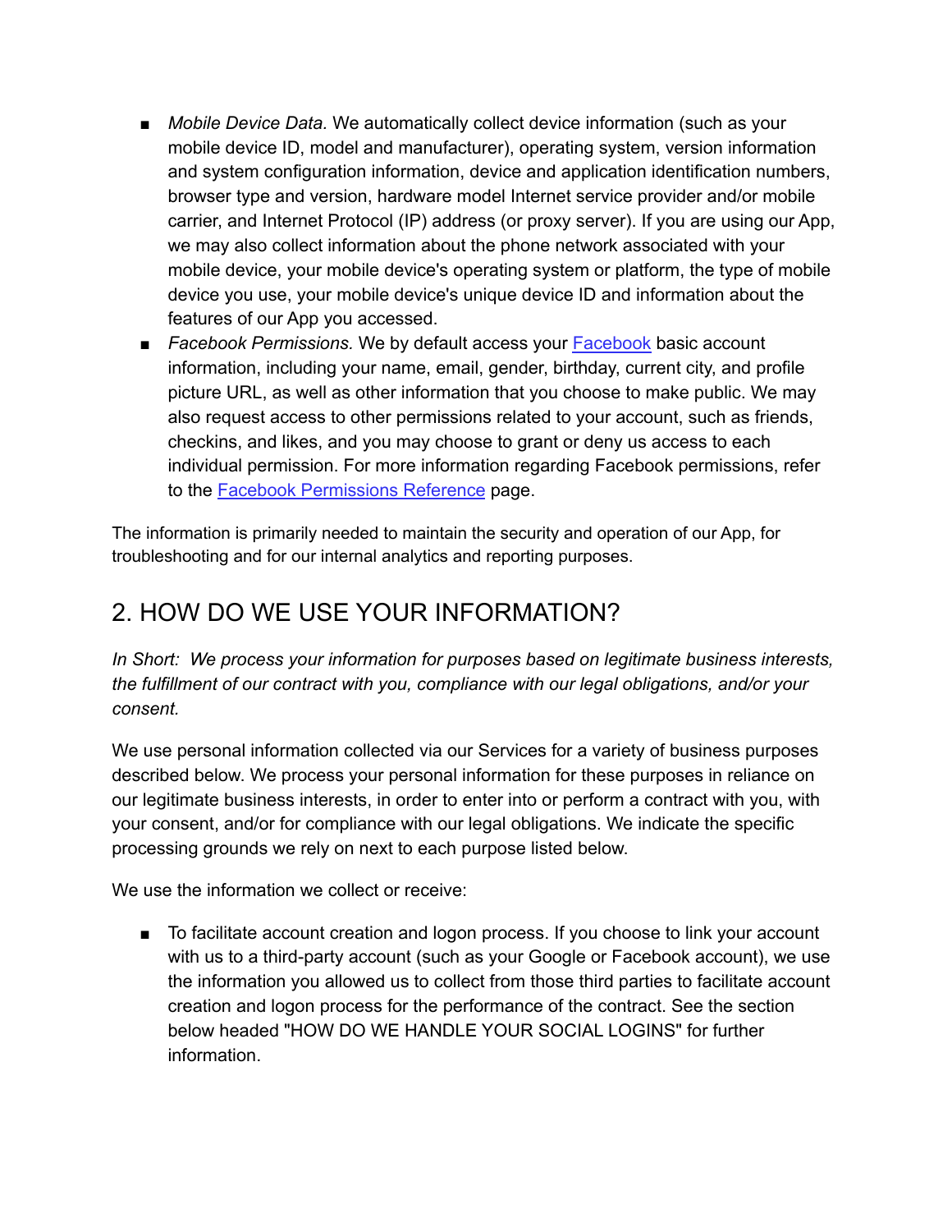- *Mobile Device Data.* We automatically collect device information (such as your mobile device ID, model and manufacturer), operating system, version information and system configuration information, device and application identification numbers, browser type and version, hardware model Internet service provider and/or mobile carrier, and Internet Protocol (IP) address (or proxy server). If you are using our App, we may also collect information about the phone network associated with your mobile device, your mobile device's operating system or platform, the type of mobile device you use, your mobile device's unique device ID and information about the features of our App you accessed.
- *Facebook Permissions.* We by default access your Facebook basic account information, including your name, email, gender, birthday, current city, and profile picture URL, as well as other information that you choose to make public. We may also request access to other permissions related to your account, such as friends, checkins, and likes, and you may choose to grant or deny us access to each individual permission. For more information regarding Facebook permissions, refer to the Facebook Permissions Reference page.

The information is primarily needed to maintain the security and operation of our App, for troubleshooting and for our internal analytics and reporting purposes.

## 2. HOW DO WE USE YOUR INFORMATION?

*In Short: We process your information for purposes based on legitimate business interests, the fulfillment of our contract with you, compliance with our legal obligations, and/or your consent.*

We use personal information collected via our Services for a variety of business purposes described below. We process your personal information for these purposes in reliance on our legitimate business interests, in order to enter into or perform a contract with you, with your consent, and/or for compliance with our legal obligations. We indicate the specific processing grounds we rely on next to each purpose listed below.

We use the information we collect or receive:

- To facilitate account creation and logon process. If you choose to link your account with us to a third-party account (such as your Google or Facebook account), we use the information you allowed us to collect from those third parties to facilitate account creation and logon process for the performance of the contract. See the section below headed "HOW DO WE HANDLE YOUR SOCIAL LOGINS" for further information.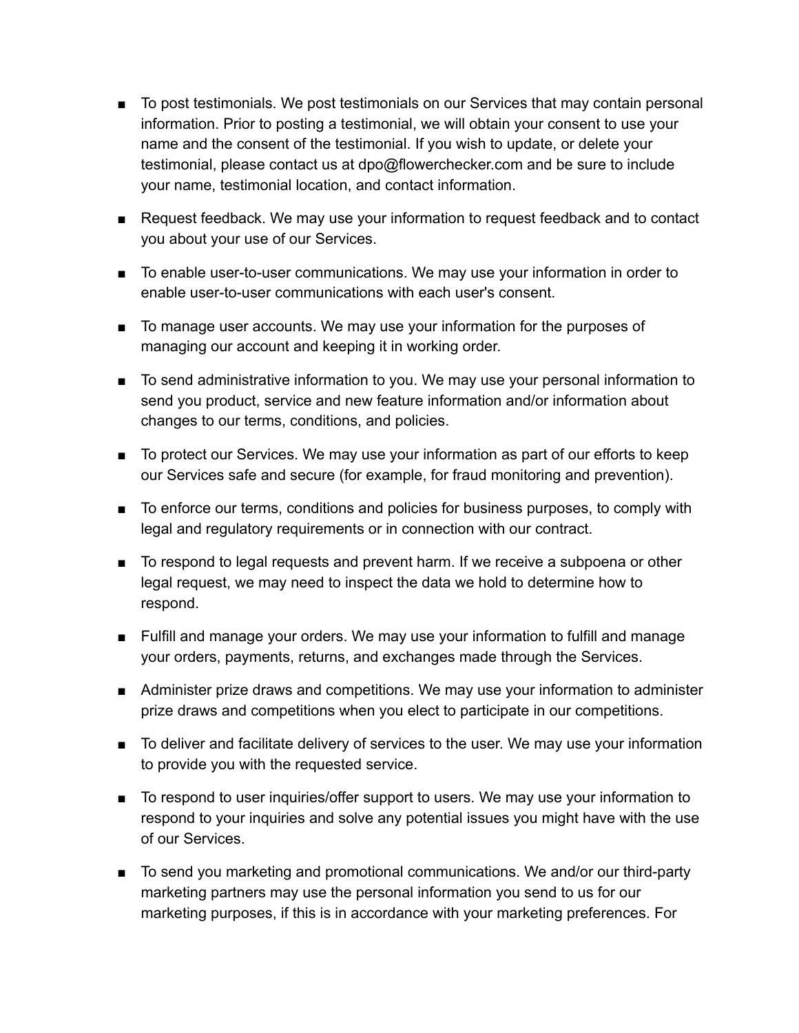- To post testimonials. We post testimonials on our Services that may contain personal information. Prior to posting a testimonial, we will obtain your consent to use your name and the consent of the testimonial. If you wish to update, or delete your testimonial, please contact us at dpo@flowerchecker.com and be sure to include your name, testimonial location, and contact information.
- Request feedback. We may use your information to request feedback and to contact you about your use of our Services.
- To enable user-to-user communications. We may use your information in order to enable user-to-user communications with each user's consent.
- To manage user accounts. We may use your information for the purposes of managing our account and keeping it in working order.
- To send administrative information to you. We may use your personal information to send you product, service and new feature information and/or information about changes to our terms, conditions, and policies.
- To protect our Services. We may use your information as part of our efforts to keep our Services safe and secure (for example, for fraud monitoring and prevention).
- To enforce our terms, conditions and policies for business purposes, to comply with legal and regulatory requirements or in connection with our contract.
- To respond to legal requests and prevent harm. If we receive a subpoena or other legal request, we may need to inspect the data we hold to determine how to respond.
- Fulfill and manage your orders. We may use your information to fulfill and manage your orders, payments, returns, and exchanges made through the Services.
- Administer prize draws and competitions. We may use your information to administer prize draws and competitions when you elect to participate in our competitions.
- To deliver and facilitate delivery of services to the user. We may use your information to provide you with the requested service.
- To respond to user inquiries/offer support to users. We may use your information to respond to your inquiries and solve any potential issues you might have with the use of our Services.
- To send you marketing and promotional communications. We and/or our third-party marketing partners may use the personal information you send to us for our marketing purposes, if this is in accordance with your marketing preferences. For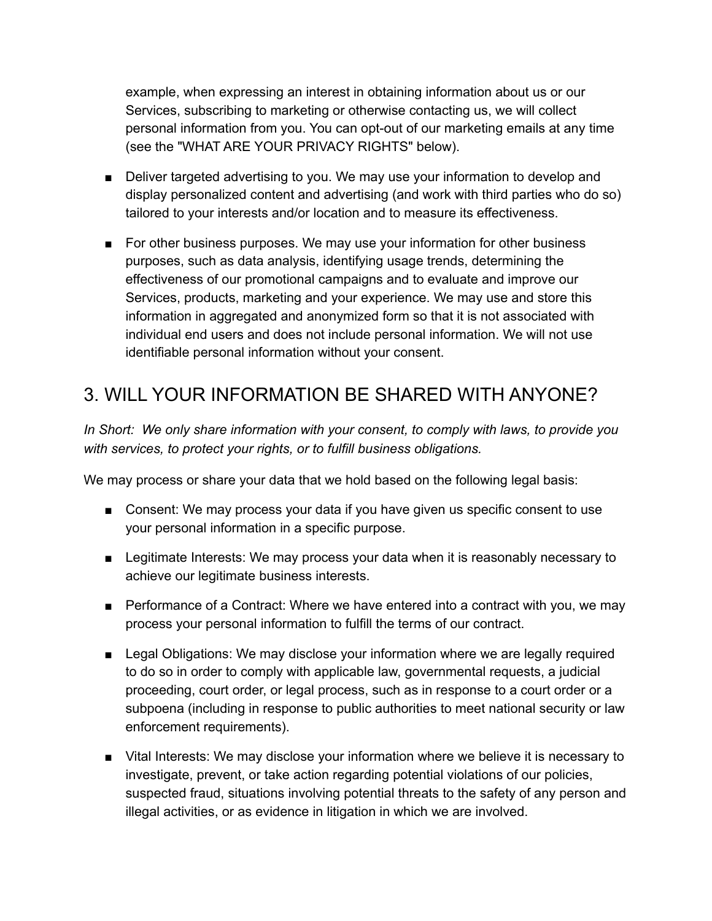example, when expressing an interest in obtaining information about us or our Services, subscribing to marketing or otherwise contacting us, we will collect personal information from you. You can opt-out of our marketing emails at any time (see the "WHAT ARE YOUR PRIVACY RIGHTS" below).

- Deliver targeted advertising to you. We may use your information to develop and display personalized content and advertising (and work with third parties who do so) tailored to your interests and/or location and to measure its effectiveness.

- For other business purposes. We may use your information for other business purposes, such as data analysis, identifying usage trends, determining the effectiveness of our promotional campaigns and to evaluate and improve our Services, products, marketing and your experience. We may use and store this information in aggregated and anonymized form so that it is not associated with individual end users and does not include personal information. We will not use identifiable personal information without your consent.

## 3. WILL YOUR INFORMATION BE SHARED WITH ANYONE?

*In Short: We only share information with your consent, to comply with laws, to provide you with services, to protect your rights, or to fulfill business obligations.*

We may process or share your data that we hold based on the following legal basis:

- Consent: We may process your data if you have given us specific consent to use your personal information in a specific purpose.

- Legitimate Interests: We may process your data when it is reasonably necessary to achieve our legitimate business interests.

- Performance of a Contract: Where we have entered into a contract with you, we may process your personal information to fulfill the terms of our contract.

- Legal Obligations: We may disclose your information where we are legally required to do so in order to comply with applicable law, governmental requests, a judicial proceeding, court order, or legal process, such as in response to a court order or a subpoena (including in response to public authorities to meet national security or law enforcement requirements).

- Vital Interests: We may disclose your information where we believe it is necessary to investigate, prevent, or take action regarding potential violations of our policies, suspected fraud, situations involving potential threats to the safety of any person and illegal activities, or as evidence in litigation in which we are involved.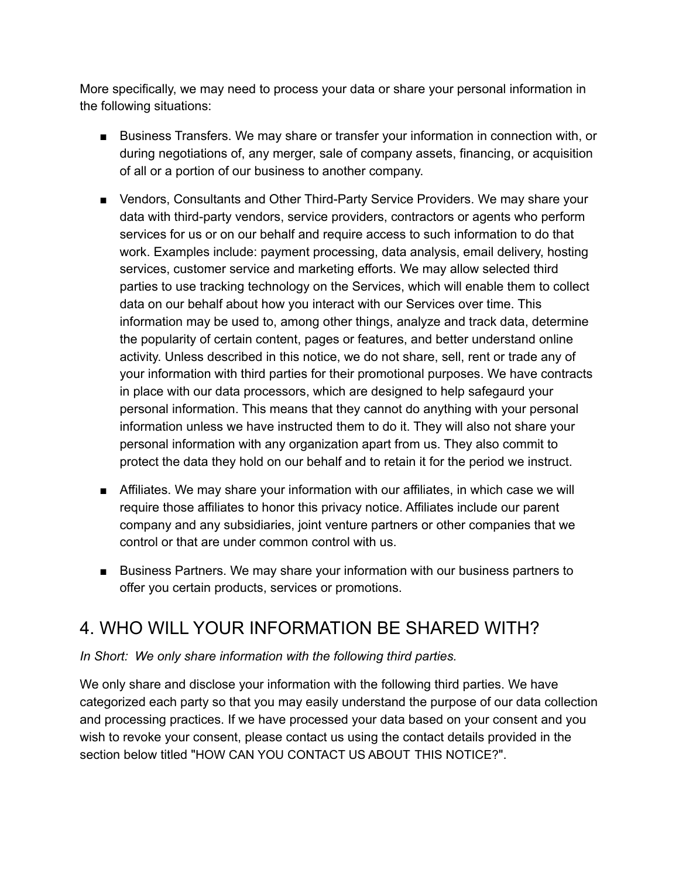More specifically, we may need to process your data or share your personal information in the following situations:

- Business Transfers. We may share or transfer your information in connection with, or during negotiations of, any merger, sale of company assets, financing, or acquisition of all or a portion of our business to another company.
- Vendors, Consultants and Other Third-Party Service Providers. We may share your data with third-party vendors, service providers, contractors or agents who perform services for us or on our behalf and require access to such information to do that work. Examples include: payment processing, data analysis, email delivery, hosting services, customer service and marketing efforts. We may allow selected third parties to use tracking technology on the Services, which will enable them to collect data on our behalf about how you interact with our Services over time. This information may be used to, among other things, analyze and track data, determine the popularity of certain content, pages or features, and better understand online activity. Unless described in this notice, we do not share, sell, rent or trade any of your information with third parties for their promotional purposes. We have contracts in place with our data processors, which are designed to help safegaurd your personal information. This means that they cannot do anything with your personal information unless we have instructed them to do it. They will also not share your personal information with any organization apart from us. They also commit to protect the data they hold on our behalf and to retain it for the period we instruct.
- Affiliates. We may share your information with our affiliates, in which case we will require those affiliates to honor this privacy notice. Affiliates include our parent company and any subsidiaries, joint venture partners or other companies that we control or that are under common control with us.
- Business Partners. We may share your information with our business partners to offer you certain products, services or promotions.

## 4. WHO WILL YOUR INFORMATION BE SHARED WITH?

*In Short: We only share information with the following third parties.*

We only share and disclose your information with the following third parties. We have categorized each party so that you may easily understand the purpose of our data collection and processing practices. If we have processed your data based on your consent and you wish to revoke your consent, please contact us using the contact details provided in the section below titled "HOW CAN YOU CONTACT US ABOUT THIS NOTICE?".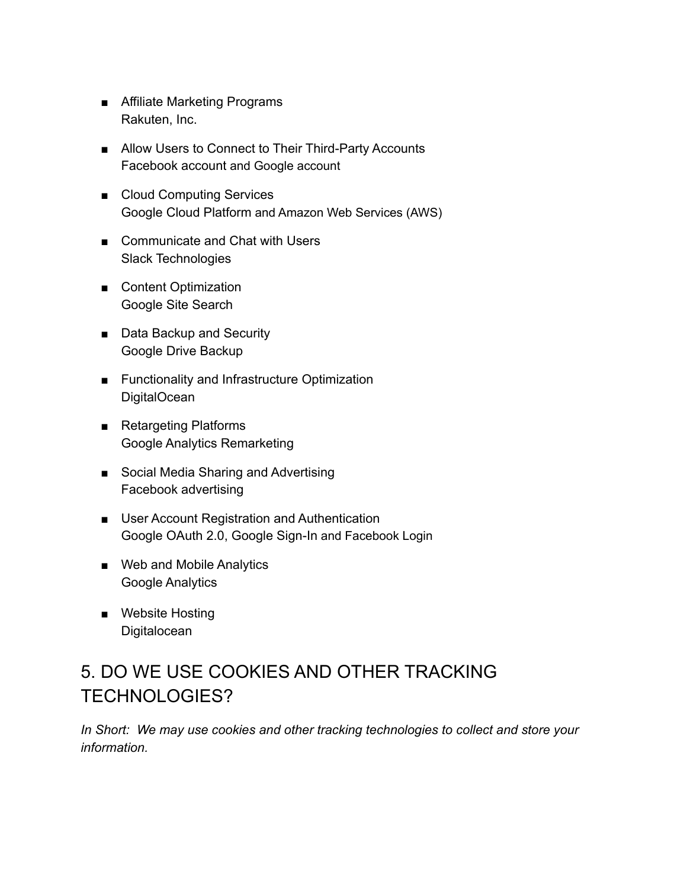- Affiliate Marketing Programs
  Rakuten, Inc.

- Allow Users to Connect to Their Third-Party Accounts
  Facebook account and Google account

- Cloud Computing Services
  Google Cloud Platform and Amazon Web Services (AWS)

- Communicate and Chat with Users
  Slack Technologies

- Content Optimization
  Google Site Search

- Data Backup and Security
  Google Drive Backup

- Functionality and Infrastructure Optimization
  DigitalOcean

- Retargeting Platforms
  Google Analytics Remarketing

- Social Media Sharing and Advertising
  Facebook advertising

- User Account Registration and Authentication
  Google OAuth 2.0, Google Sign-In and Facebook Login

- Web and Mobile Analytics
  Google Analytics

- Website Hosting
  Digitalocean

## 5. DO WE USE COOKIES AND OTHER TRACKING TECHNOLOGIES?

*In Short: We may use cookies and other tracking technologies to collect and store your information.*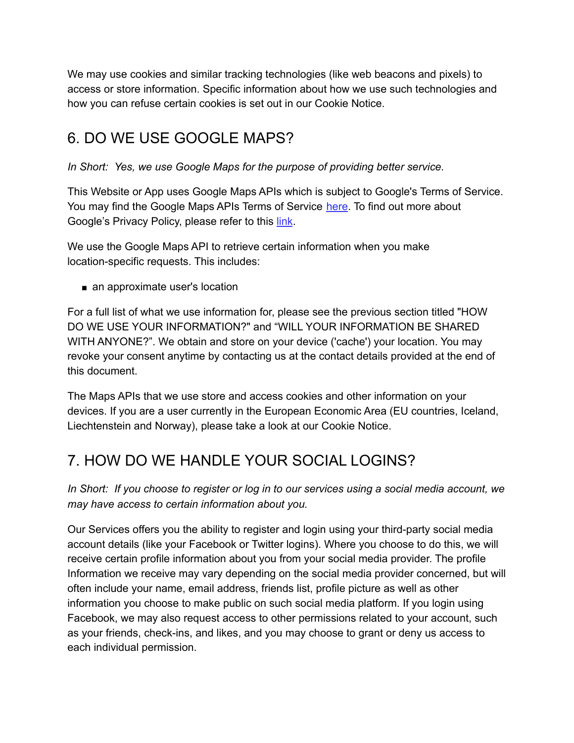We may use cookies and similar tracking technologies (like web beacons and pixels) to access or store information. Specific information about how we use such technologies and how you can refuse certain cookies is set out in our Cookie Notice.

## 6. DO WE USE GOOGLE MAPS?

*In Short: Yes, we use Google Maps for the purpose of providing better service.*

This Website or App uses Google Maps APIs which is subject to Google's Terms of Service. You may find the Google Maps APIs Terms of Service here. To find out more about Google's Privacy Policy, please refer to this link.

We use the Google Maps API to retrieve certain information when you make location-specific requests. This includes:

- an approximate user's location

For a full list of what we use information for, please see the previous section titled "HOW DO WE USE YOUR INFORMATION?" and "WILL YOUR INFORMATION BE SHARED WITH ANYONE?". We obtain and store on your device ('cache') your location. You may revoke your consent anytime by contacting us at the contact details provided at the end of this document.

The Maps APIs that we use store and access cookies and other information on your devices. If you are a user currently in the European Economic Area (EU countries, Iceland, Liechtenstein and Norway), please take a look at our Cookie Notice.

## 7. HOW DO WE HANDLE YOUR SOCIAL LOGINS?

*In Short: If you choose to register or log in to our services using a social media account, we may have access to certain information about you.*

Our Services offers you the ability to register and login using your third-party social media account details (like your Facebook or Twitter logins). Where you choose to do this, we will receive certain profile information about you from your social media provider. The profile Information we receive may vary depending on the social media provider concerned, but will often include your name, email address, friends list, profile picture as well as other information you choose to make public on such social media platform. If you login using Facebook, we may also request access to other permissions related to your account, such as your friends, check-ins, and likes, and you may choose to grant or deny us access to each individual permission.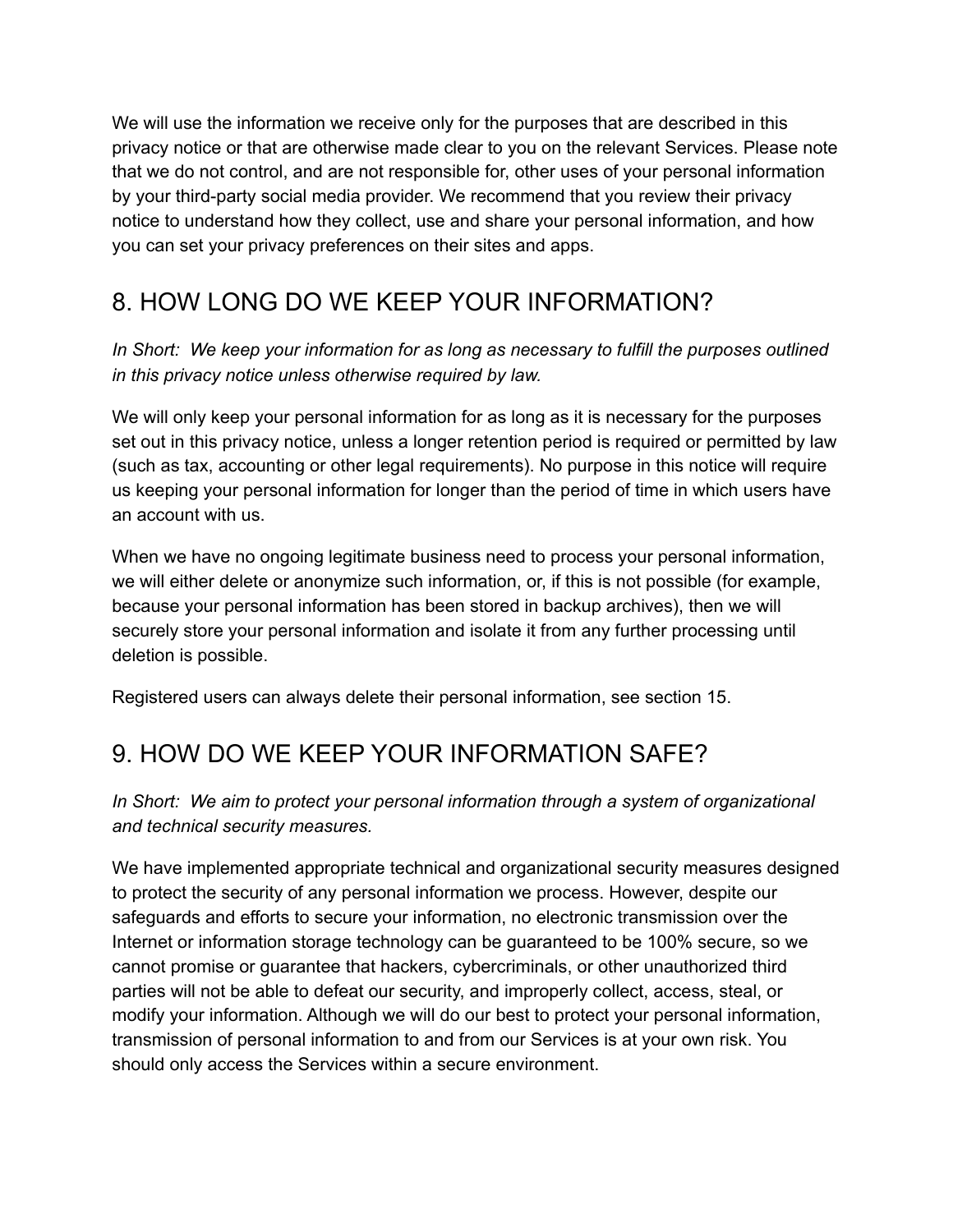We will use the information we receive only for the purposes that are described in this privacy notice or that are otherwise made clear to you on the relevant Services. Please note that we do not control, and are not responsible for, other uses of your personal information by your third-party social media provider. We recommend that you review their privacy notice to understand how they collect, use and share your personal information, and how you can set your privacy preferences on their sites and apps.

## 8. HOW LONG DO WE KEEP YOUR INFORMATION?

*In Short: We keep your information for as long as necessary to fulfill the purposes outlined in this privacy notice unless otherwise required by law.*

We will only keep your personal information for as long as it is necessary for the purposes set out in this privacy notice, unless a longer retention period is required or permitted by law (such as tax, accounting or other legal requirements). No purpose in this notice will require us keeping your personal information for longer than the period of time in which users have an account with us.

When we have no ongoing legitimate business need to process your personal information, we will either delete or anonymize such information, or, if this is not possible (for example, because your personal information has been stored in backup archives), then we will securely store your personal information and isolate it from any further processing until deletion is possible.

Registered users can always delete their personal information, see section 15.

## 9. HOW DO WE KEEP YOUR INFORMATION SAFE?

*In Short: We aim to protect your personal information through a system of organizational and technical security measures.*

We have implemented appropriate technical and organizational security measures designed to protect the security of any personal information we process. However, despite our safeguards and efforts to secure your information, no electronic transmission over the Internet or information storage technology can be guaranteed to be 100% secure, so we cannot promise or guarantee that hackers, cybercriminals, or other unauthorized third parties will not be able to defeat our security, and improperly collect, access, steal, or modify your information. Although we will do our best to protect your personal information, transmission of personal information to and from our Services is at your own risk. You should only access the Services within a secure environment.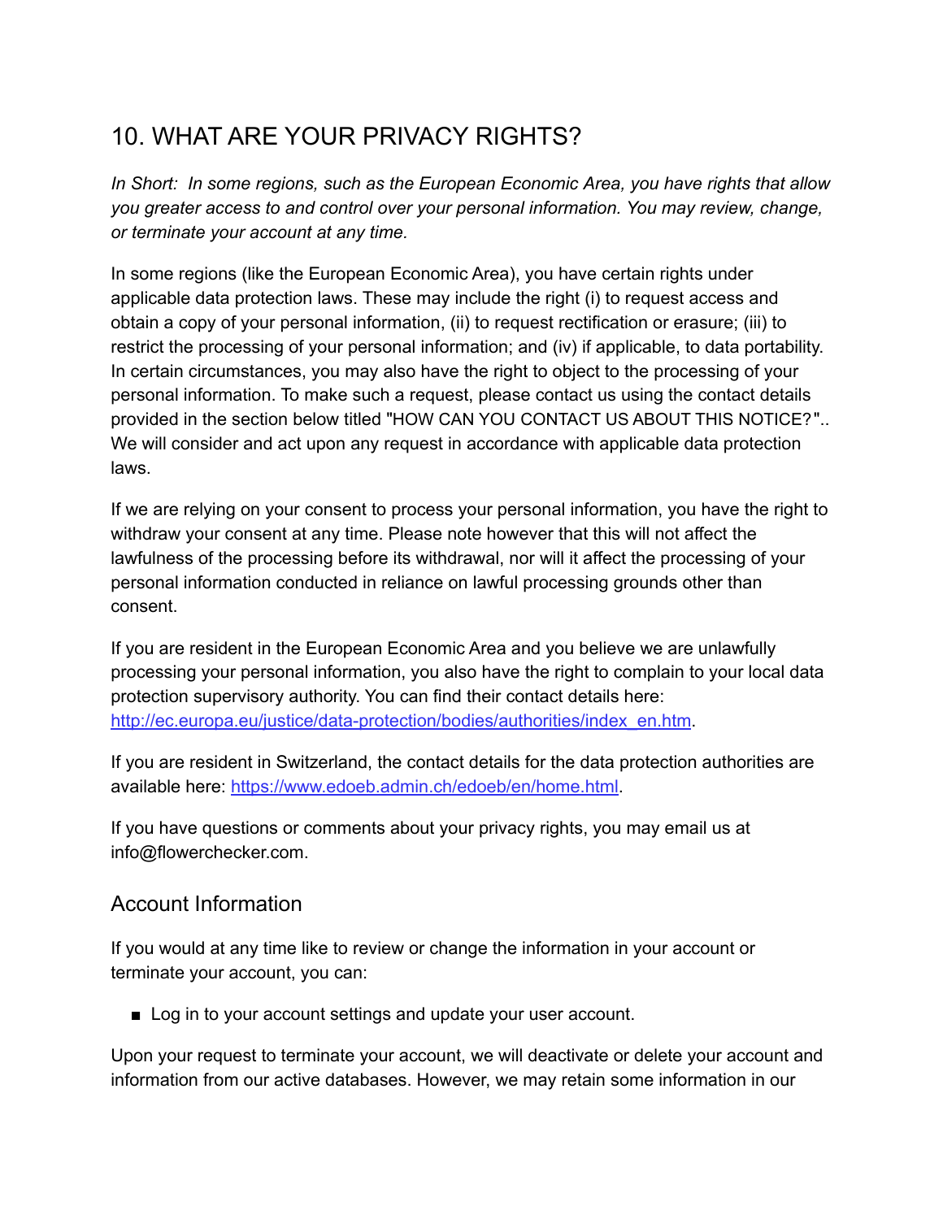## 10. WHAT ARE YOUR PRIVACY RIGHTS?

*In Short: In some regions, such as the European Economic Area, you have rights that allow you greater access to and control over your personal information. You may review, change, or terminate your account at any time.*

In some regions (like the European Economic Area), you have certain rights under applicable data protection laws. These may include the right (i) to request access and obtain a copy of your personal information, (ii) to request rectification or erasure; (iii) to restrict the processing of your personal information; and (iv) if applicable, to data portability. In certain circumstances, you may also have the right to object to the processing of your personal information. To make such a request, please contact us using the contact details provided in the section below titled "HOW CAN YOU CONTACT US ABOUT THIS NOTICE?".. We will consider and act upon any request in accordance with applicable data protection laws.

If we are relying on your consent to process your personal information, you have the right to withdraw your consent at any time. Please note however that this will not affect the lawfulness of the processing before its withdrawal, nor will it affect the processing of your personal information conducted in reliance on lawful processing grounds other than consent.

If you are resident in the European Economic Area and you believe we are unlawfully processing your personal information, you also have the right to complain to your local data protection supervisory authority. You can find their contact details here: [http://ec.europa.eu/justice/data-protection/bodies/authorities/index_en.htm](http://ec.europa.eu/justice/data-protection/bodies/authorities/index_en.htm).

If you are resident in Switzerland, the contact details for the data protection authorities are available here: [https://www.edoeb.admin.ch/edoeb/en/home.html](https://www.edoeb.admin.ch/edoeb/en/home.html).

If you have questions or comments about your privacy rights, you may email us at info@flowerchecker.com.

### Account Information

If you would at any time like to review or change the information in your account or terminate your account, you can:

- Log in to your account settings and update your user account.

Upon your request to terminate your account, we will deactivate or delete your account and information from our active databases. However, we may retain some information in our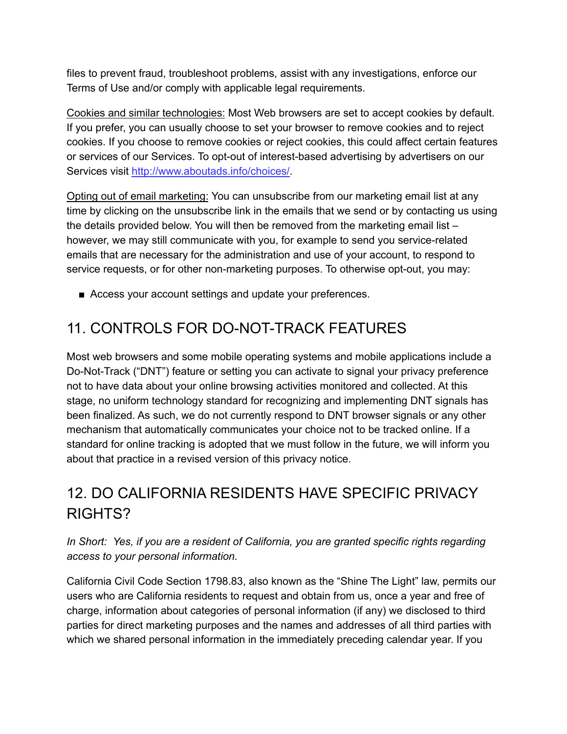files to prevent fraud, troubleshoot problems, assist with any investigations, enforce our Terms of Use and/or comply with applicable legal requirements.

Cookies and similar technologies: Most Web browsers are set to accept cookies by default. If you prefer, you can usually choose to set your browser to remove cookies and to reject cookies. If you choose to remove cookies or reject cookies, this could affect certain features or services of our Services. To opt-out of interest-based advertising by advertisers on our Services visit [http://www.aboutads.info/choices/](http://www.aboutads.info/choices/).

Opting out of email marketing: You can unsubscribe from our marketing email list at any time by clicking on the unsubscribe link in the emails that we send or by contacting us using the details provided below. You will then be removed from the marketing email list – however, we may still communicate with you, for example to send you service-related emails that are necessary for the administration and use of your account, to respond to service requests, or for other non-marketing purposes. To otherwise opt-out, you may:

- Access your account settings and update your preferences.

## 11. CONTROLS FOR DO-NOT-TRACK FEATURES

Most web browsers and some mobile operating systems and mobile applications include a Do-Not-Track ("DNT") feature or setting you can activate to signal your privacy preference not to have data about your online browsing activities monitored and collected. At this stage, no uniform technology standard for recognizing and implementing DNT signals has been finalized. As such, we do not currently respond to DNT browser signals or any other mechanism that automatically communicates your choice not to be tracked online. If a standard for online tracking is adopted that we must follow in the future, we will inform you about that practice in a revised version of this privacy notice.

## 12. DO CALIFORNIA RESIDENTS HAVE SPECIFIC PRIVACY RIGHTS?

*In Short: Yes, if you are a resident of California, you are granted specific rights regarding access to your personal information.*

California Civil Code Section 1798.83, also known as the "Shine The Light" law, permits our users who are California residents to request and obtain from us, once a year and free of charge, information about categories of personal information (if any) we disclosed to third parties for direct marketing purposes and the names and addresses of all third parties with which we shared personal information in the immediately preceding calendar year. If you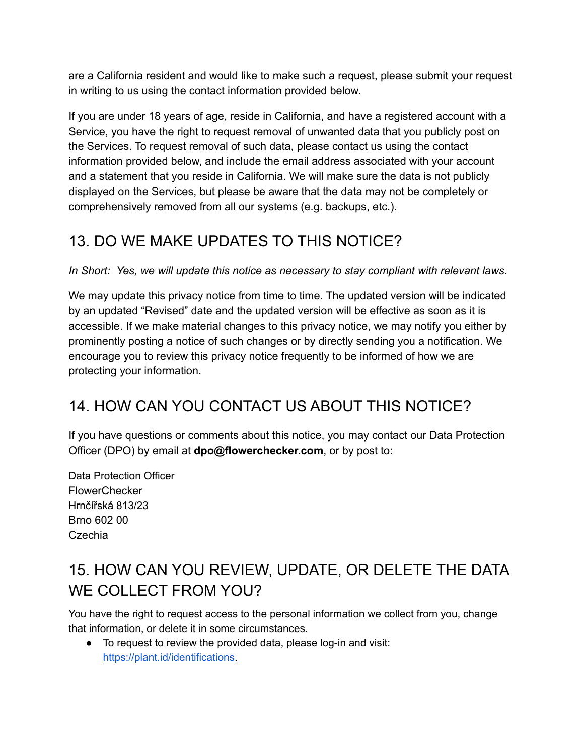are a California resident and would like to make such a request, please submit your request in writing to us using the contact information provided below.

If you are under 18 years of age, reside in California, and have a registered account with a Service, you have the right to request removal of unwanted data that you publicly post on the Services. To request removal of such data, please contact us using the contact information provided below, and include the email address associated with your account and a statement that you reside in California. We will make sure the data is not publicly displayed on the Services, but please be aware that the data may not be completely or comprehensively removed from all our systems (e.g. backups, etc.).

## 13. DO WE MAKE UPDATES TO THIS NOTICE?

*In Short: Yes, we will update this notice as necessary to stay compliant with relevant laws.*

We may update this privacy notice from time to time. The updated version will be indicated by an updated "Revised" date and the updated version will be effective as soon as it is accessible. If we make material changes to this privacy notice, we may notify you either by prominently posting a notice of such changes or by directly sending you a notification. We encourage you to review this privacy notice frequently to be informed of how we are protecting your information.

## 14. HOW CAN YOU CONTACT US ABOUT THIS NOTICE?

If you have questions or comments about this notice, you may contact our Data Protection Officer (DPO) by email at **dpo@flowerchecker.com**, or by post to:

Data Protection Officer
FlowerChecker
Hrnčířská 813/23
Brno 602 00
Czechia

## 15. HOW CAN YOU REVIEW, UPDATE, OR DELETE THE DATA WE COLLECT FROM YOU?

You have the right to request access to the personal information we collect from you, change that information, or delete it in some circumstances.

- To request to review the provided data, please log-in and visit: [https://plant.id/identifications](https://plant.id/identifications).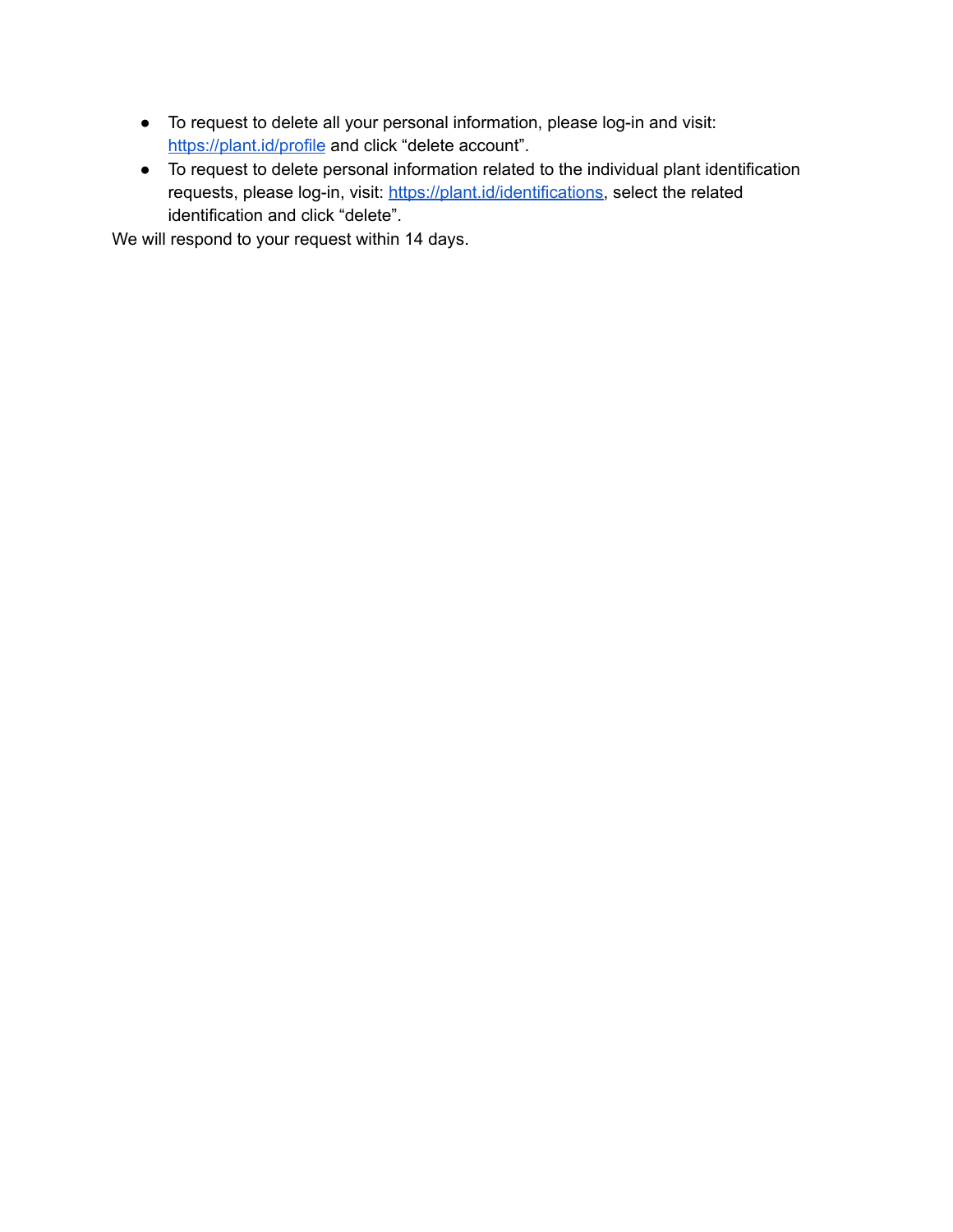- To request to delete all your personal information, please log-in and visit: [https://plant.id/profile](https://plant.id/profile) and click “delete account”.
- To request to delete personal information related to the individual plant identification requests, please log-in, visit: [https://plant.id/identifications](https://plant.id/identifications), select the related identification and click “delete”.

We will respond to your request within 14 days.